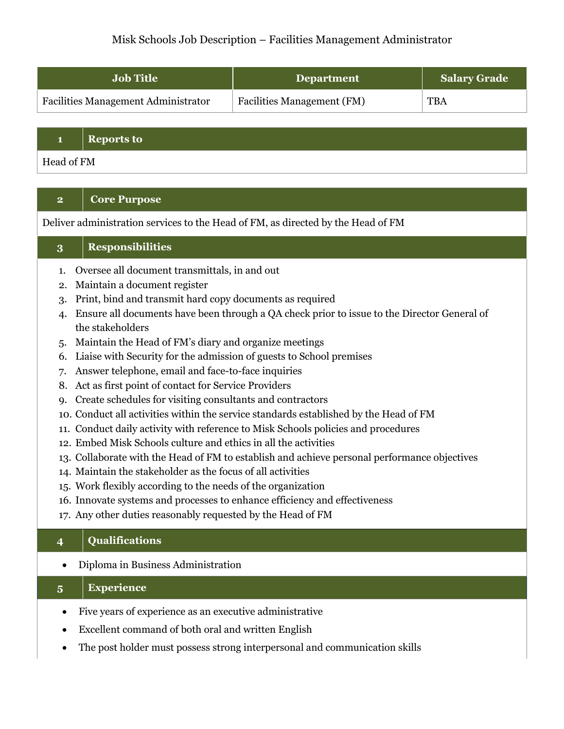# Misk Schools Job Description – Facilities Management Administrator

| Job Title | Department | Salary Grade |
|---|---|---|
| Facilities Management Administrator | Facilities Management (FM) | TBA |

## 1 Reports to

Head of FM

## 2 Core Purpose

Deliver administration services to the Head of FM, as directed by the Head of FM

## 3 Responsibilities

1. Oversee all document transmittals, in and out
2. Maintain a document register
3. Print, bind and transmit hard copy documents as required
4. Ensure all documents have been through a QA check prior to issue to the Director General of the stakeholders
5. Maintain the Head of FM's diary and organize meetings
6. Liaise with Security for the admission of guests to School premises
7. Answer telephone, email and face-to-face inquiries
8. Act as first point of contact for Service Providers
9. Create schedules for visiting consultants and contractors
10. Conduct all activities within the service standards established by the Head of FM
11. Conduct daily activity with reference to Misk Schools policies and procedures
12. Embed Misk Schools culture and ethics in all the activities
13. Collaborate with the Head of FM to establish and achieve personal performance objectives
14. Maintain the stakeholder as the focus of all activities
15. Work flexibly according to the needs of the organization
16. Innovate systems and processes to enhance efficiency and effectiveness
17. Any other duties reasonably requested by the Head of FM

## 4 Qualifications

- Diploma in Business Administration

## 5 Experience

- Five years of experience as an executive administrative
- Excellent command of both oral and written English
- The post holder must possess strong interpersonal and communication skills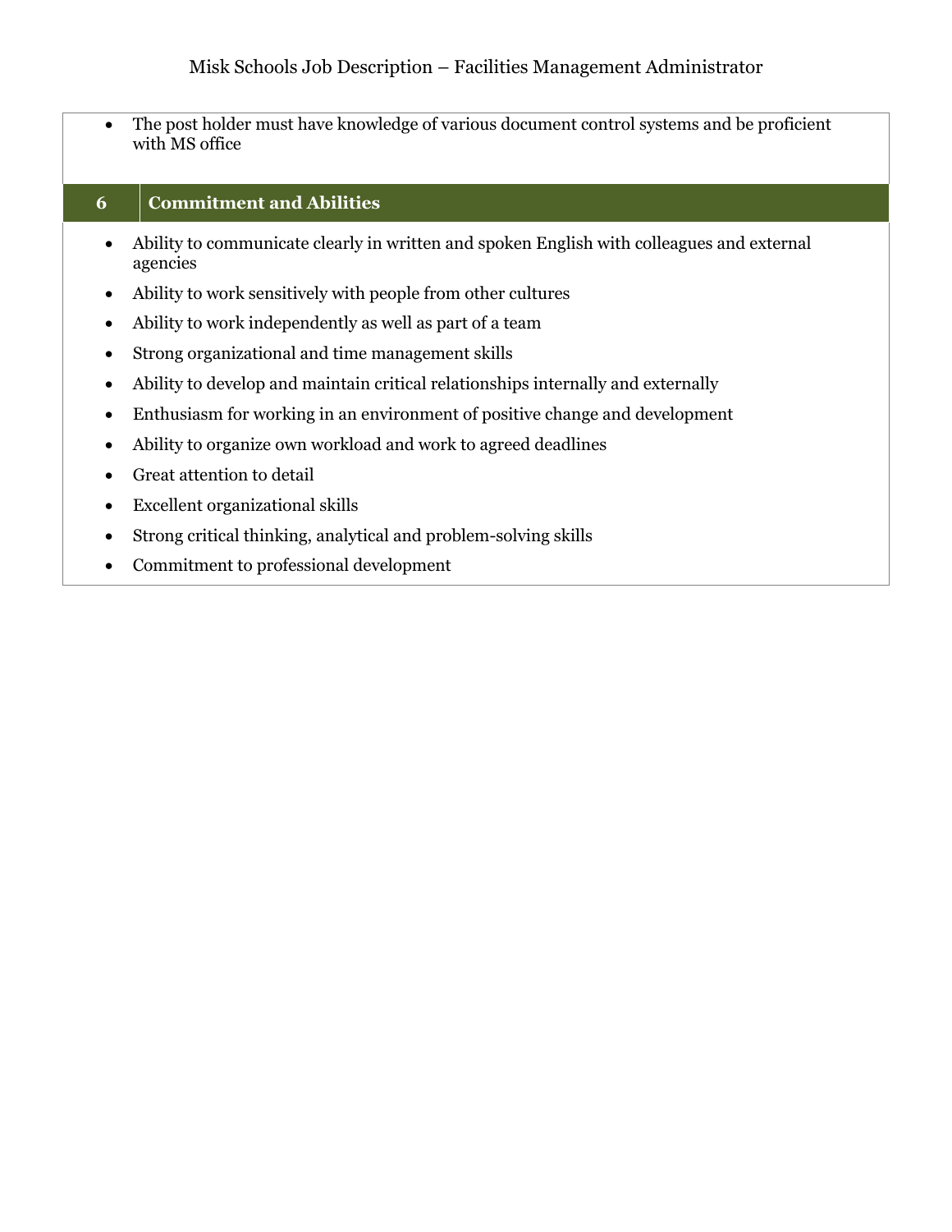- The post holder must have knowledge of various document control systems and be proficient with MS office

## 6 Commitment and Abilities

- Ability to communicate clearly in written and spoken English with colleagues and external agencies
- Ability to work sensitively with people from other cultures
- Ability to work independently as well as part of a team
- Strong organizational and time management skills
- Ability to develop and maintain critical relationships internally and externally
- Enthusiasm for working in an environment of positive change and development
- Ability to organize own workload and work to agreed deadlines
- Great attention to detail
- Excellent organizational skills
- Strong critical thinking, analytical and problem-solving skills
- Commitment to professional development